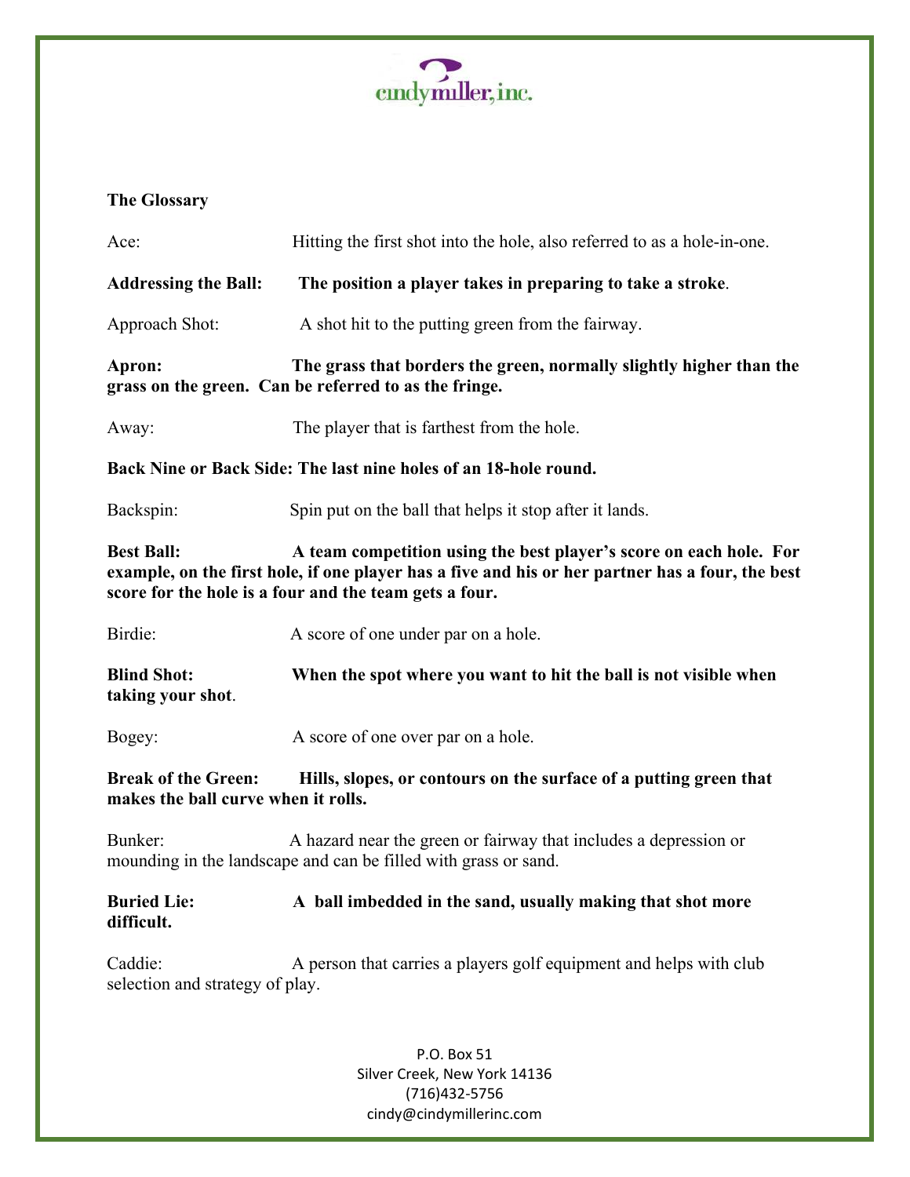cindymiller, inc.

**The Glossary**

Ace: Hitting the first shot into the hole, also referred to as a hole-in-one.

**Addressing the Ball: The position a player takes in preparing to take a stroke**.

Approach Shot: A shot hit to the putting green from the fairway.

**Apron: The grass that borders the green, normally slightly higher than the grass on the green. Can be referred to as the fringe.**

Away: The player that is farthest from the hole.

**Back Nine or Back Side: The last nine holes of an 18-hole round.**

Backspin: Spin put on the ball that helps it stop after it lands.

**Best Ball: A team competition using the best player's score on each hole. For example, on the first hole, if one player has a five and his or her partner has a four, the best score for the hole is a four and the team gets a four.**

Birdie: A score of one under par on a hole.

**Blind Shot: When the spot where you want to hit the ball is not visible when taking your shot**.

Bogey: A score of one over par on a hole.

**Break of the Green: Hills, slopes, or contours on the surface of a putting green that makes the ball curve when it rolls.**

Bunker: A hazard near the green or fairway that includes a depression or mounding in the landscape and can be filled with grass or sand.

**Buried Lie: A ball imbedded in the sand, usually making that shot more difficult.**

Caddie: A person that carries a players golf equipment and helps with club selection and strategy of play.

P.O. Box 51
Silver Creek, New York 14136
(716)432-5756
cindy@cindymillerinc.com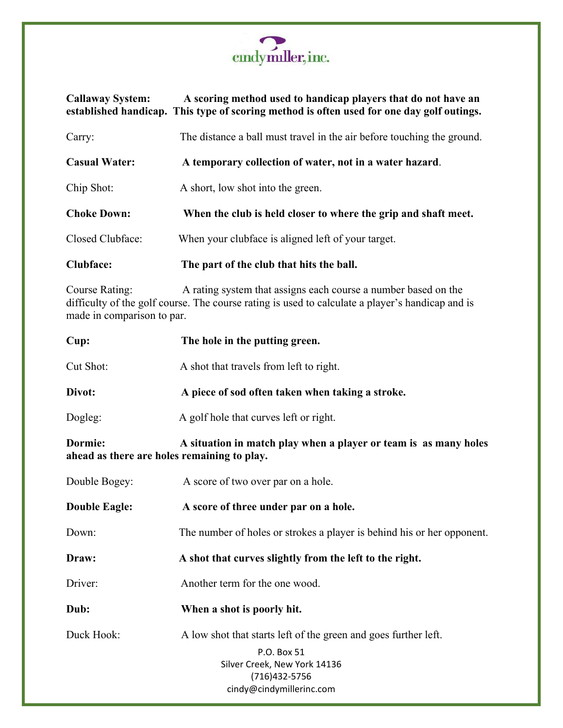**Callaway System:** **A scoring method used to handicap players that do not have an established handicap. This type of scoring method is often used for one day golf outings.**

Carry: The distance a ball must travel in the air before touching the ground.

**Casual Water:** **A temporary collection of water, not in a water hazard**.

Chip Shot: A short, low shot into the green.

**Choke Down:** **When the club is held closer to where the grip and shaft meet.**

Closed Clubface: When your clubface is aligned left of your target.

**Clubface:** **The part of the club that hits the ball.**

Course Rating: A rating system that assigns each course a number based on the difficulty of the golf course. The course rating is used to calculate a player's handicap and is made in comparison to par.

**Cup:** **The hole in the putting green.**

Cut Shot: A shot that travels from left to right.

**Divot:** **A piece of sod often taken when taking a stroke.**

Dogleg: A golf hole that curves left or right.

**Dormie:** **A situation in match play when a player or team is as many holes ahead as there are holes remaining to play.**

Double Bogey: A score of two over par on a hole.

**Double Eagle:** **A score of three under par on a hole.**

Down: The number of holes or strokes a player is behind his or her opponent.

**Draw:** **A shot that curves slightly from the left to the right.**

Driver: Another term for the one wood.

**Dub:** **When a shot is poorly hit.**

Duck Hook: A low shot that starts left of the green and goes further left.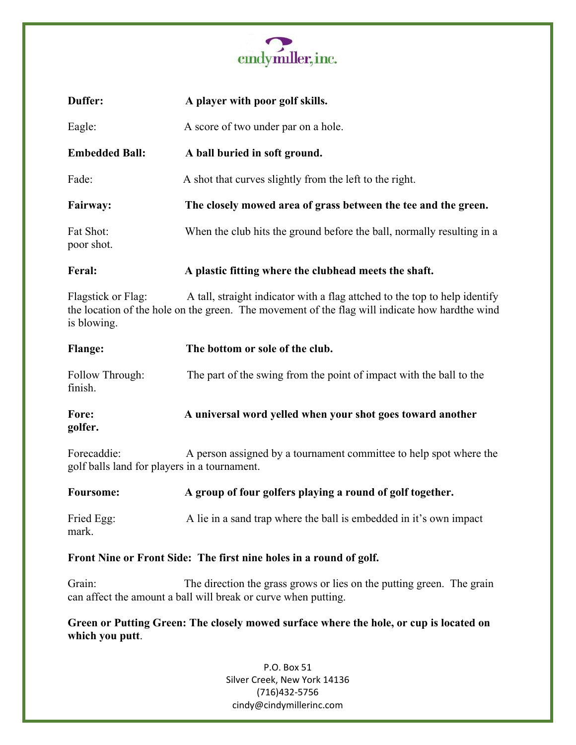**Duffer:** **A player with poor golf skills.**

Eagle: A score of two under par on a hole.

**Embedded Ball:** **A ball buried in soft ground.**

Fade: A shot that curves slightly from the left to the right.

**Fairway:** **The closely mowed area of grass between the tee and the green.**

Fat Shot: When the club hits the ground before the ball, normally resulting in a poor shot.

**Feral:** **A plastic fitting where the clubhead meets the shaft.**

Flagstick or Flag: A tall, straight indicator with a flag attched to the top to help identify the location of the hole on the green. The movement of the flag will indicate how hardthe wind is blowing.

**Flange:** **The bottom or sole of the club.**

Follow Through: The part of the swing from the point of impact with the ball to the finish.

**Fore:** **A universal word yelled when your shot goes toward another golfer.**

Forecaddie: A person assigned by a tournament committee to help spot where the golf balls land for players in a tournament.

**Foursome:** **A group of four golfers playing a round of golf together.**

Fried Egg: A lie in a sand trap where the ball is embedded in it's own impact mark.

**Front Nine or Front Side: The first nine holes in a round of golf.**

Grain: The direction the grass grows or lies on the putting green. The grain can affect the amount a ball will break or curve when putting.

**Green or Putting Green: The closely mowed surface where the hole, or cup is located on which you putt**.

P.O. Box 51
Silver Creek, New York 14136
(716)432-5756
cindy@cindymillerinc.com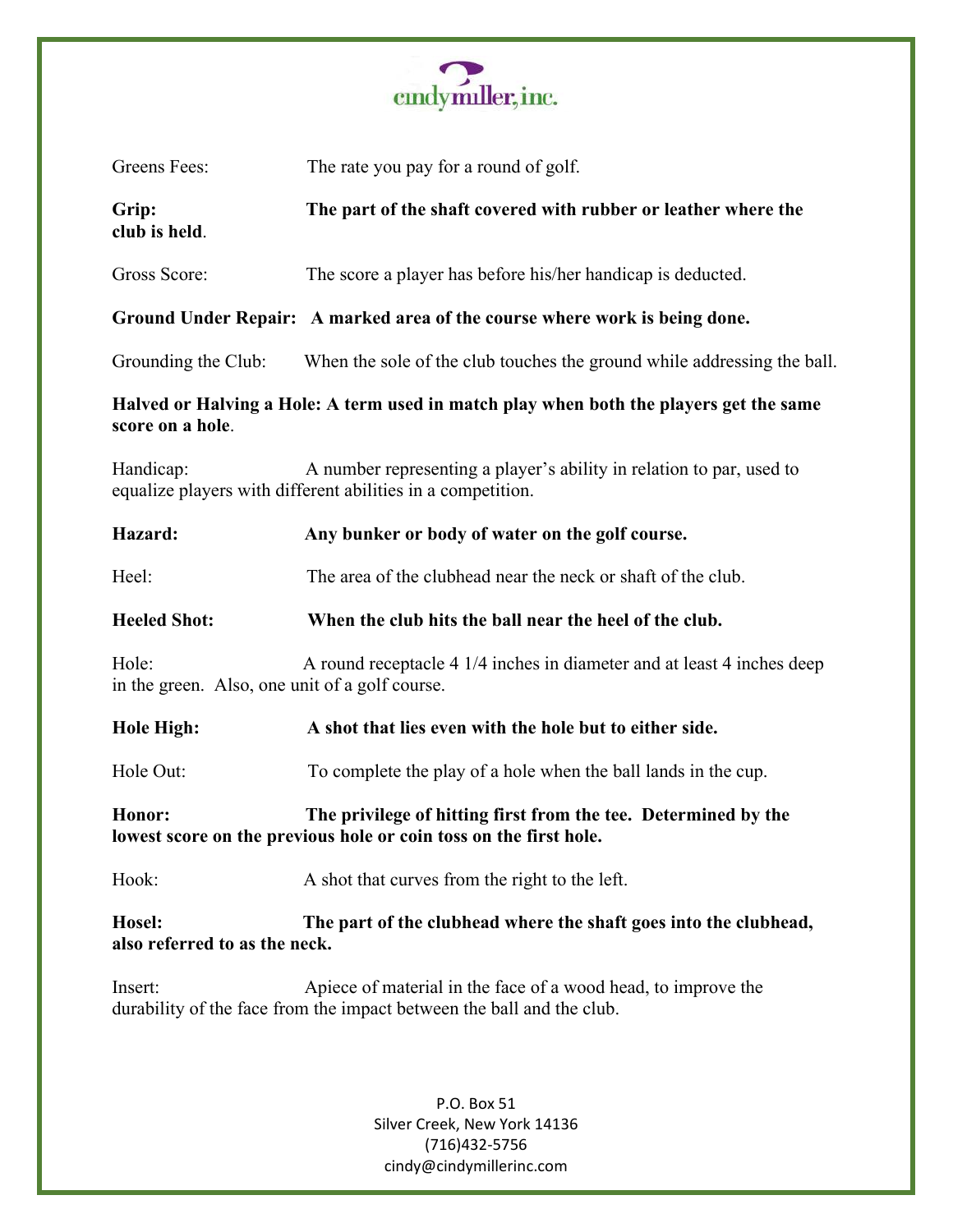Greens Fees: The rate you pay for a round of golf.

**Grip: The part of the shaft covered with rubber or leather where the club is held**.

Gross Score: The score a player has before his/her handicap is deducted.

**Ground Under Repair: A marked area of the course where work is being done.**

Grounding the Club: When the sole of the club touches the ground while addressing the ball.

**Halved or Halving a Hole: A term used in match play when both the players get the same score on a hole**.

Handicap: A number representing a player's ability in relation to par, used to equalize players with different abilities in a competition.

**Hazard: Any bunker or body of water on the golf course.**

Heel: The area of the clubhead near the neck or shaft of the club.

**Heeled Shot: When the club hits the ball near the heel of the club.**

Hole: A round receptacle 4 1/4 inches in diameter and at least 4 inches deep in the green. Also, one unit of a golf course.

**Hole High: A shot that lies even with the hole but to either side.**

Hole Out: To complete the play of a hole when the ball lands in the cup.

**Honor: The privilege of hitting first from the tee. Determined by the lowest score on the previous hole or coin toss on the first hole.**

Hook: A shot that curves from the right to the left.

**Hosel: The part of the clubhead where the shaft goes into the clubhead, also referred to as the neck.**

Insert: Apiece of material in the face of a wood head, to improve the durability of the face from the impact between the ball and the club.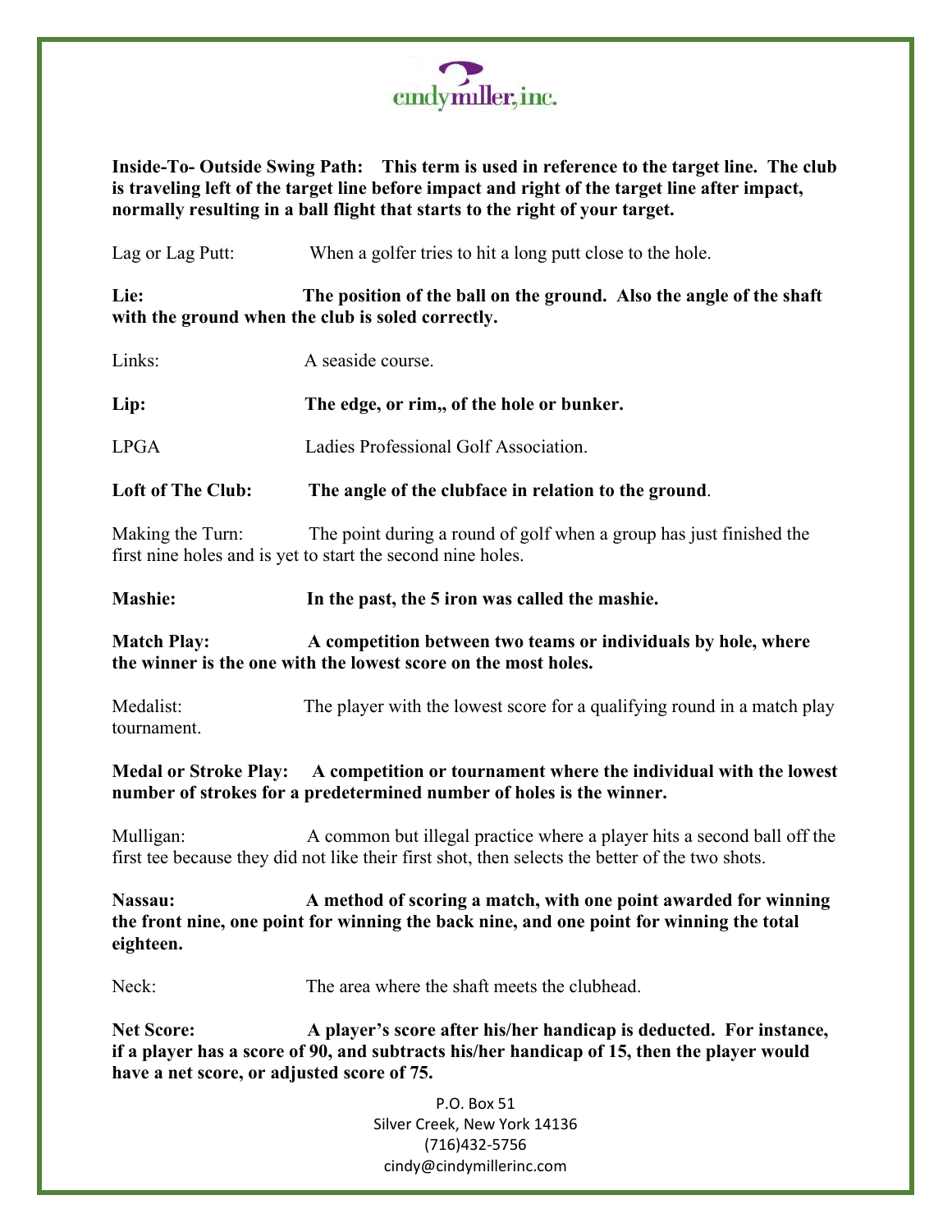**Inside-To- Outside Swing Path: This term is used in reference to the target line. The club is traveling left of the target line before impact and right of the target line after impact, normally resulting in a ball flight that starts to the right of your target.**

Lag or Lag Putt: When a golfer tries to hit a long putt close to the hole.

**Lie: The position of the ball on the ground. Also the angle of the shaft with the ground when the club is soled correctly.**

Links: A seaside course.

**Lip: The edge, or rim,, of the hole or bunker.**

LPGA Ladies Professional Golf Association.

**Loft of The Club: The angle of the clubface in relation to the ground**.

Making the Turn: The point during a round of golf when a group has just finished the first nine holes and is yet to start the second nine holes.

**Mashie: In the past, the 5 iron was called the mashie.**

**Match Play: A competition between two teams or individuals by hole, where the winner is the one with the lowest score on the most holes.**

Medalist: The player with the lowest score for a qualifying round in a match play tournament.

**Medal or Stroke Play: A competition or tournament where the individual with the lowest number of strokes for a predetermined number of holes is the winner.**

Mulligan: A common but illegal practice where a player hits a second ball off the first tee because they did not like their first shot, then selects the better of the two shots.

**Nassau: A method of scoring a match, with one point awarded for winning the front nine, one point for winning the back nine, and one point for winning the total eighteen.**

Neck: The area where the shaft meets the clubhead.

**Net Score: A player's score after his/her handicap is deducted. For instance, if a player has a score of 90, and subtracts his/her handicap of 15, then the player would have a net score, or adjusted score of 75.**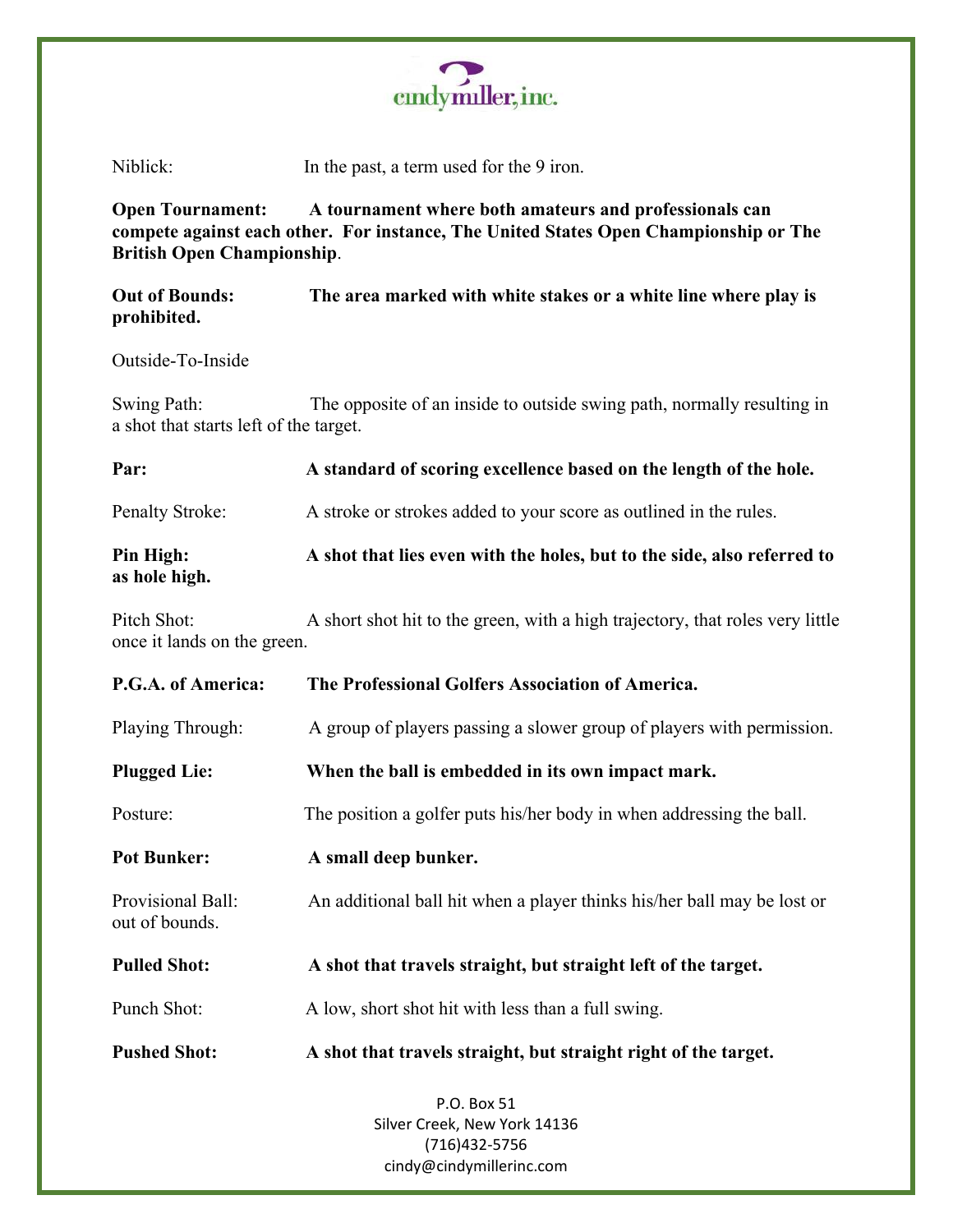Niblick: In the past, a term used for the 9 iron.

**Open Tournament: A tournament where both amateurs and professionals can compete against each other. For instance, The United States Open Championship or The British Open Championship**.

**Out of Bounds: The area marked with white stakes or a white line where play is prohibited.**

Outside-To-Inside

Swing Path: The opposite of an inside to outside swing path, normally resulting in a shot that starts left of the target.

**Par: A standard of scoring excellence based on the length of the hole.**

Penalty Stroke: A stroke or strokes added to your score as outlined in the rules.

**Pin High: A shot that lies even with the holes, but to the side, also referred to as hole high.**

Pitch Shot: A short shot hit to the green, with a high trajectory, that roles very little once it lands on the green.

**P.G.A. of America: The Professional Golfers Association of America.**

Playing Through: A group of players passing a slower group of players with permission.

**Plugged Lie: When the ball is embedded in its own impact mark.**

Posture: The position a golfer puts his/her body in when addressing the ball.

**Pot Bunker: A small deep bunker.**

Provisional Ball: An additional ball hit when a player thinks his/her ball may be lost or out of bounds.

**Pulled Shot: A shot that travels straight, but straight left of the target.**

Punch Shot: A low, short shot hit with less than a full swing.

**Pushed Shot: A shot that travels straight, but straight right of the target.**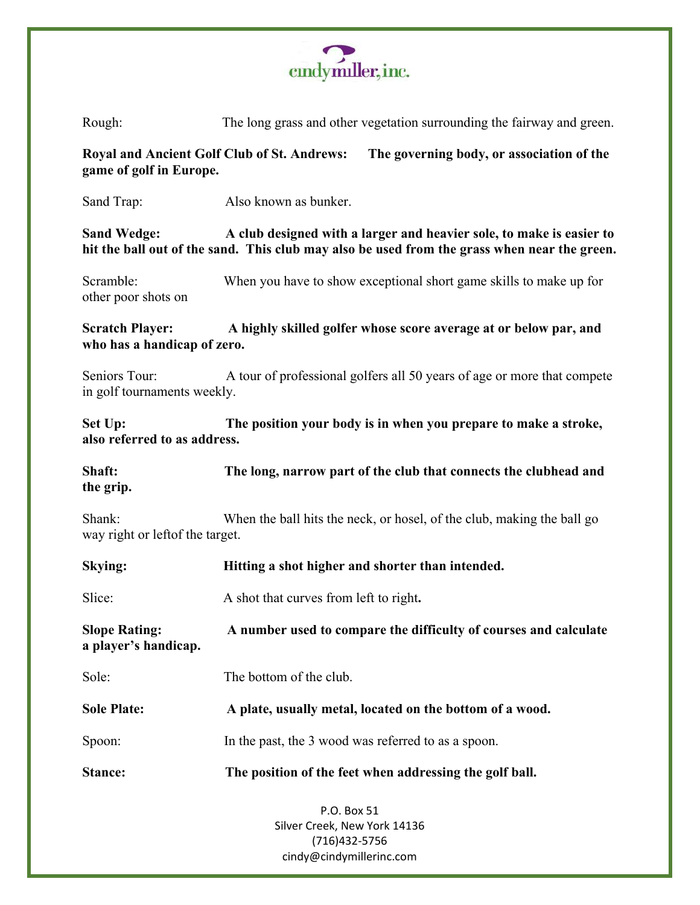Rough: The long grass and other vegetation surrounding the fairway and green.

**Royal and Ancient Golf Club of St. Andrews: The governing body, or association of the game of golf in Europe.**

Sand Trap: Also known as bunker.

**Sand Wedge: A club designed with a larger and heavier sole, to make is easier to hit the ball out of the sand. This club may also be used from the grass when near the green.**

Scramble: When you have to show exceptional short game skills to make up for other poor shots on

**Scratch Player: A highly skilled golfer whose score average at or below par, and who has a handicap of zero.**

Seniors Tour: A tour of professional golfers all 50 years of age or more that compete in golf tournaments weekly.

**Set Up: The position your body is in when you prepare to make a stroke, also referred to as address.**

**Shaft: The long, narrow part of the club that connects the clubhead and the grip.**

Shank: When the ball hits the neck, or hosel, of the club, making the ball go way right or leftof the target.

**Skying: Hitting a shot higher and shorter than intended.**

Slice: A shot that curves from left to right.

**Slope Rating: A number used to compare the difficulty of courses and calculate a player's handicap.**

Sole: The bottom of the club.

**Sole Plate: A plate, usually metal, located on the bottom of a wood.**

Spoon: In the past, the 3 wood was referred to as a spoon.

**Stance: The position of the feet when addressing the golf ball.**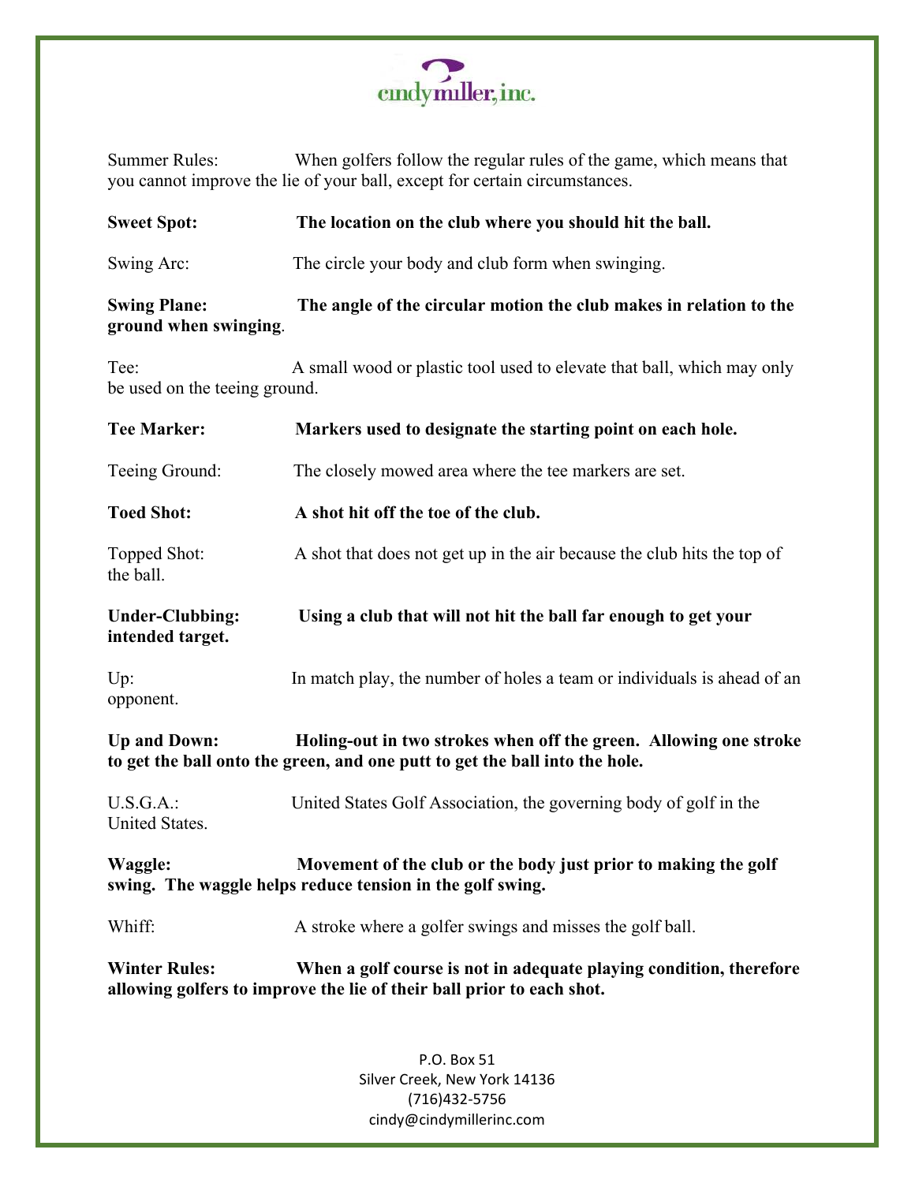Summer Rules: When golfers follow the regular rules of the game, which means that you cannot improve the lie of your ball, except for certain circumstances.

**Sweet Spot: The location on the club where you should hit the ball.**

Swing Arc: The circle your body and club form when swinging.

**Swing Plane: The angle of the circular motion the club makes in relation to the ground when swinging**.

Tee: A small wood or plastic tool used to elevate that ball, which may only be used on the teeing ground.

**Tee Marker: Markers used to designate the starting point on each hole.**

Teeing Ground: The closely mowed area where the tee markers are set.

**Toed Shot: A shot hit off the toe of the club.**

Topped Shot: A shot that does not get up in the air because the club hits the top of the ball.

**Under-Clubbing: Using a club that will not hit the ball far enough to get your intended target.**

Up: In match play, the number of holes a team or individuals is ahead of an opponent.

**Up and Down: Holing-out in two strokes when off the green. Allowing one stroke to get the ball onto the green, and one putt to get the ball into the hole.**

U.S.G.A.: United States Golf Association, the governing body of golf in the United States.

**Waggle: Movement of the club or the body just prior to making the golf swing. The waggle helps reduce tension in the golf swing.**

Whiff: A stroke where a golfer swings and misses the golf ball.

**Winter Rules: When a golf course is not in adequate playing condition, therefore allowing golfers to improve the lie of their ball prior to each shot.**